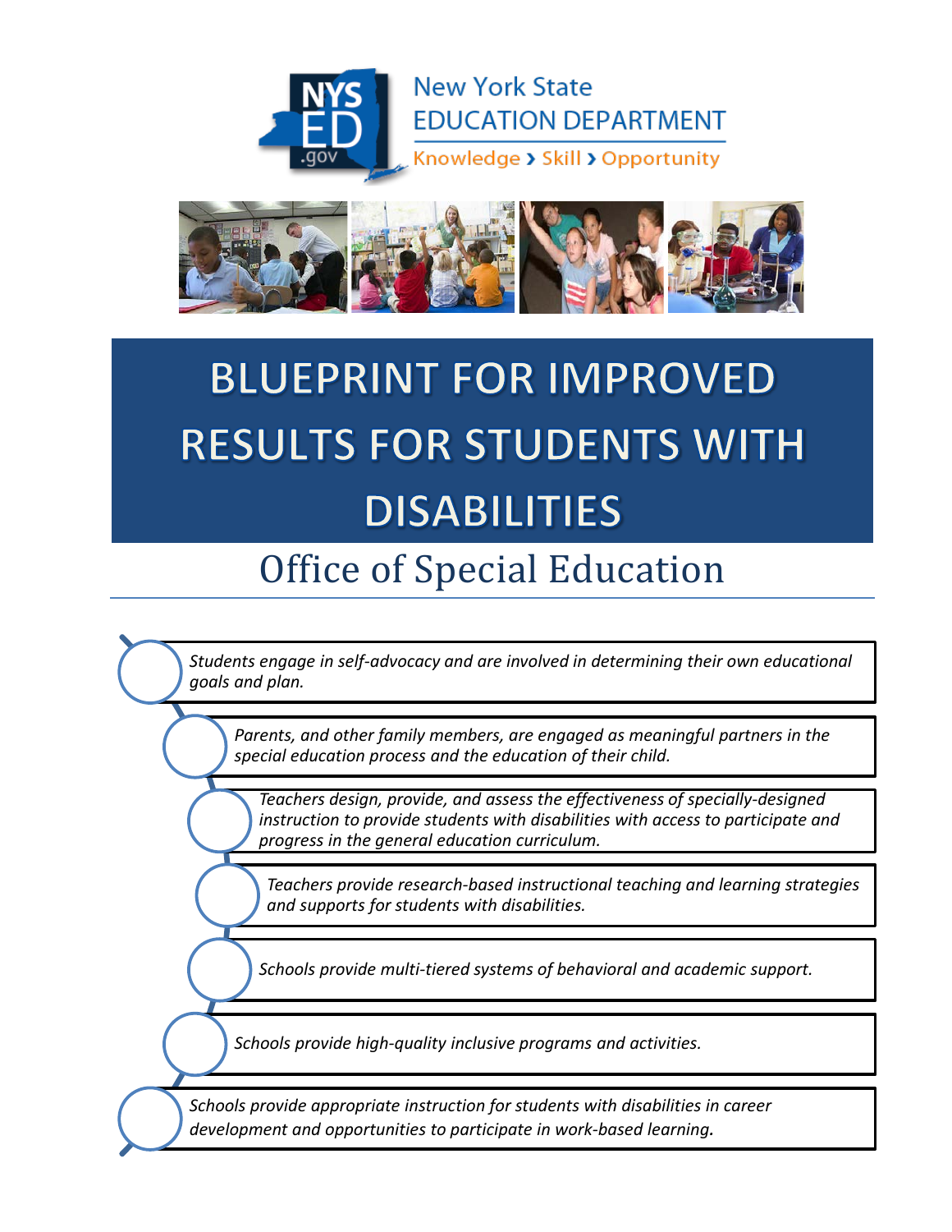New York State
EDUCATION DEPARTMENT
Knowledge › Skill › Opportunity

# BLUEPRINT FOR IMPROVED RESULTS FOR STUDENTS WITH DISABILITIES

## Office of Special Education

- *Students engage in self-advocacy and are involved in determining their own educational goals and plan.*
- *Parents, and other family members, are engaged as meaningful partners in the special education process and the education of their child.*
- *Teachers design, provide, and assess the effectiveness of specially-designed instruction to provide students with disabilities with access to participate and progress in the general education curriculum.*
- *Teachers provide research-based instructional teaching and learning strategies and supports for students with disabilities.*
- *Schools provide multi-tiered systems of behavioral and academic support.*
- *Schools provide high-quality inclusive programs and activities.*
- *Schools provide appropriate instruction for students with disabilities in career development and opportunities to participate in work-based learning.*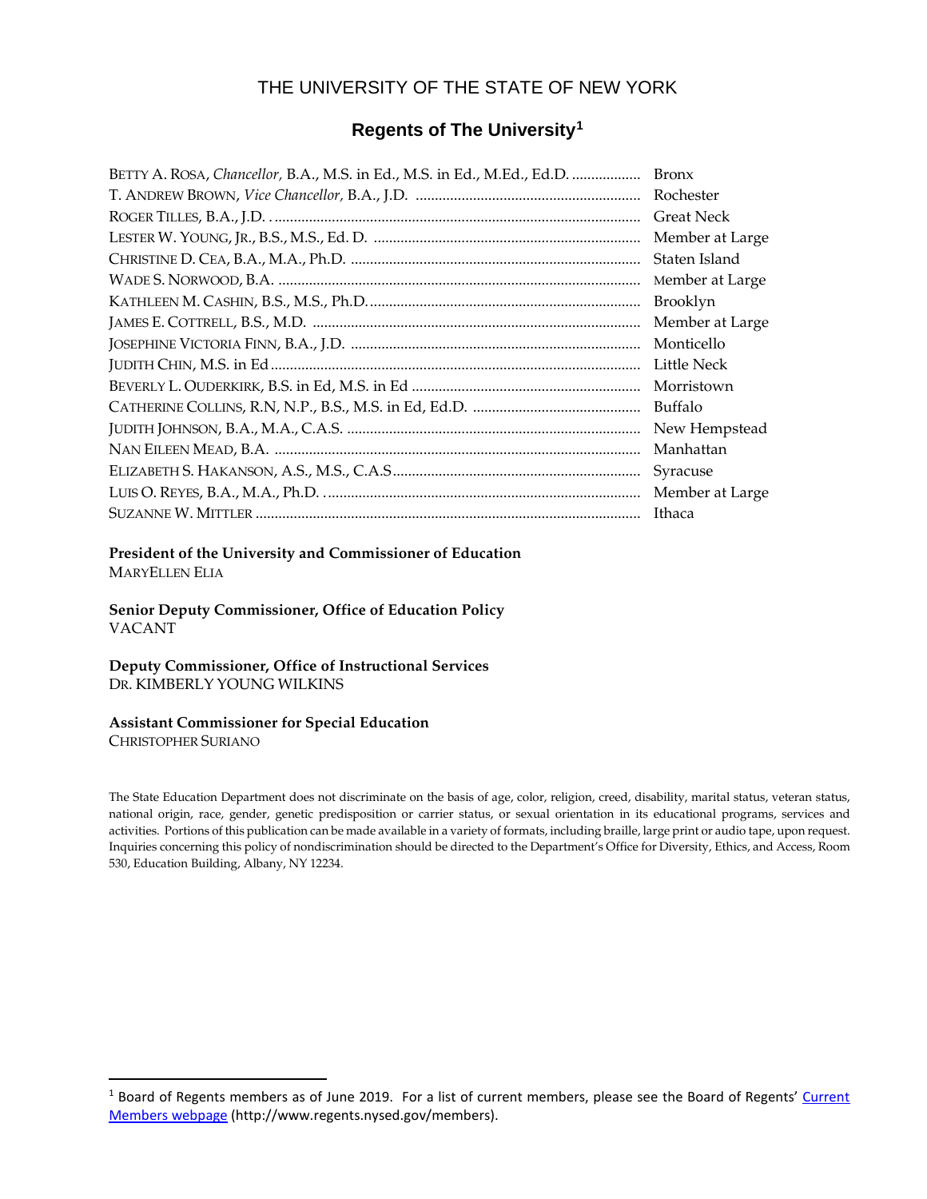# THE UNIVERSITY OF THE STATE OF NEW YORK

## Regents of The University[1]

| | |
|---|---|
| BETTY A. ROSA, *Chancellor,* B.A., M.S. in Ed., M.S. in Ed., M.Ed., Ed.D. | Bronx |
| T. ANDREW BROWN, *Vice Chancellor,* B.A., J.D. | Rochester |
| ROGER TILLES, B.A., J.D. | Great Neck |
| LESTER W. YOUNG, JR., B.S., M.S., Ed. D. | Member at Large |
| CHRISTINE D. CEA, B.A., M.A., Ph.D. | Staten Island |
| WADE S. NORWOOD, B.A. | Member at Large |
| KATHLEEN M. CASHIN, B.S., M.S., Ph.D. | Brooklyn |
| JAMES E. COTTRELL, B.S., M.D. | Member at Large |
| JOSEPHINE VICTORIA FINN, B.A., J.D. | Monticello |
| JUDITH CHIN, M.S. in Ed | Little Neck |
| BEVERLY L. OUDERKIRK, B.S. in Ed, M.S. in Ed | Morristown |
| CATHERINE COLLINS, R.N, N.P., B.S., M.S. in Ed, Ed.D. | Buffalo |
| JUDITH JOHNSON, B.A., M.A., C.A.S. | New Hempstead |
| NAN EILEEN MEAD, B.A. | Manhattan |
| ELIZABETH S. HAKANSON, A.S., M.S., C.A.S | Syracuse |
| LUIS O. REYES, B.A., M.A., Ph.D. | Member at Large |
| SUZANNE W. MITTLER | Ithaca |

**President of the University and Commissioner of Education**
MARYELLEN ELIA

**Senior Deputy Commissioner, Office of Education Policy**
VACANT

**Deputy Commissioner, Office of Instructional Services**
DR. KIMBERLY YOUNG WILKINS

**Assistant Commissioner for Special Education**
CHRISTOPHER SURIANO

The State Education Department does not discriminate on the basis of age, color, religion, creed, disability, marital status, veteran status, national origin, race, gender, genetic predisposition or carrier status, or sexual orientation in its educational programs, services and activities. Portions of this publication can be made available in a variety of formats, including braille, large print or audio tape, upon request. Inquiries concerning this policy of nondiscrimination should be directed to the Department's Office for Diversity, Ethics, and Access, Room 530, Education Building, Albany, NY 12234.

---

[1] Board of Regents members as of June 2019. For a list of current members, please see the Board of Regents' [Current Members webpage](http://www.regents.nysed.gov/members) (http://www.regents.nysed.gov/members).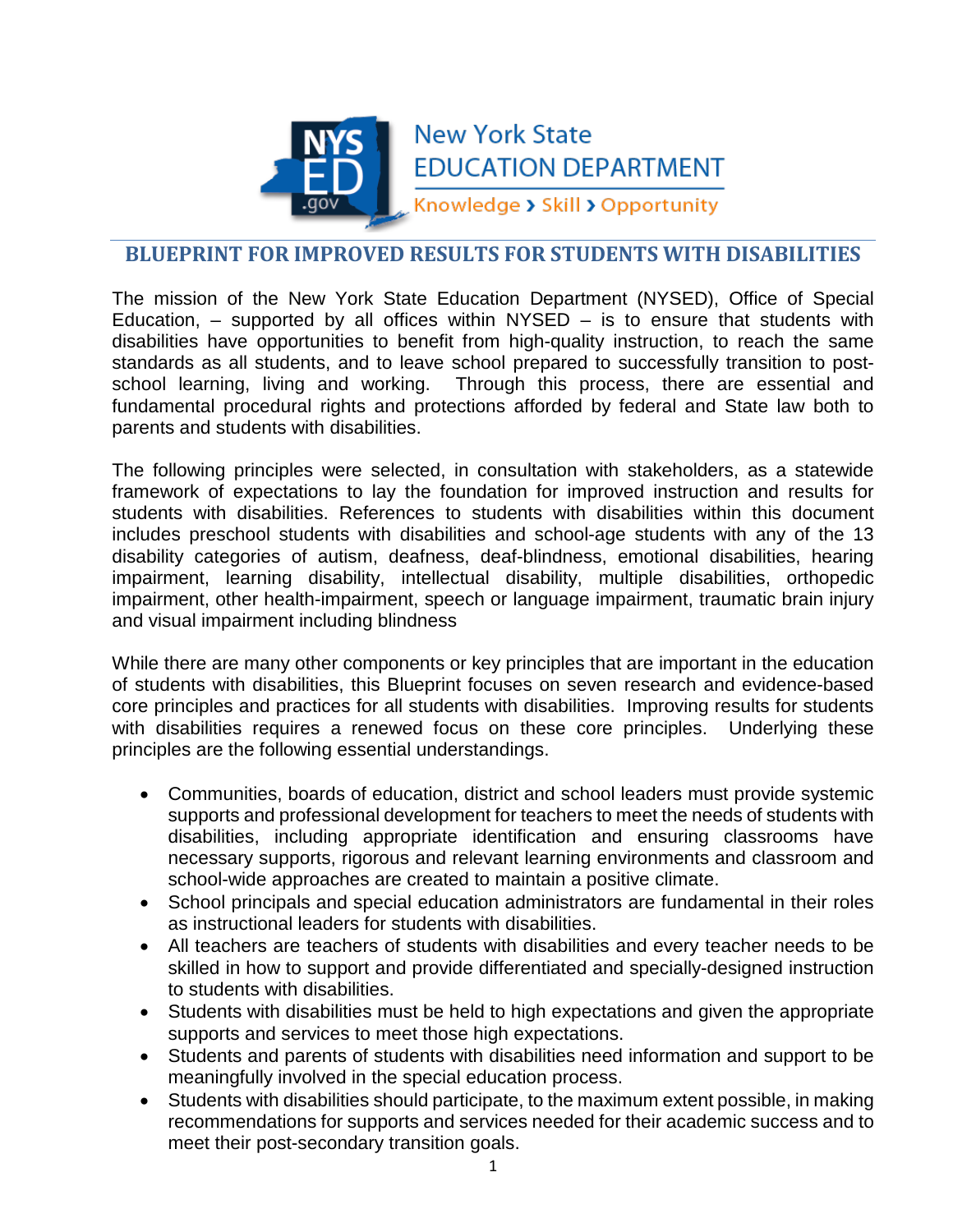New York State
EDUCATION DEPARTMENT
Knowledge › Skill › Opportunity

# BLUEPRINT FOR IMPROVED RESULTS FOR STUDENTS WITH DISABILITIES

The mission of the New York State Education Department (NYSED), Office of Special Education, – supported by all offices within NYSED – is to ensure that students with disabilities have opportunities to benefit from high-quality instruction, to reach the same standards as all students, and to leave school prepared to successfully transition to post-school learning, living and working. Through this process, there are essential and fundamental procedural rights and protections afforded by federal and State law both to parents and students with disabilities.

The following principles were selected, in consultation with stakeholders, as a statewide framework of expectations to lay the foundation for improved instruction and results for students with disabilities. References to students with disabilities within this document includes preschool students with disabilities and school-age students with any of the 13 disability categories of autism, deafness, deaf-blindness, emotional disabilities, hearing impairment, learning disability, intellectual disability, multiple disabilities, orthopedic impairment, other health-impairment, speech or language impairment, traumatic brain injury and visual impairment including blindness

While there are many other components or key principles that are important in the education of students with disabilities, this Blueprint focuses on seven research and evidence-based core principles and practices for all students with disabilities. Improving results for students with disabilities requires a renewed focus on these core principles. Underlying these principles are the following essential understandings.

- Communities, boards of education, district and school leaders must provide systemic supports and professional development for teachers to meet the needs of students with disabilities, including appropriate identification and ensuring classrooms have necessary supports, rigorous and relevant learning environments and classroom and school-wide approaches are created to maintain a positive climate.
- School principals and special education administrators are fundamental in their roles as instructional leaders for students with disabilities.
- All teachers are teachers of students with disabilities and every teacher needs to be skilled in how to support and provide differentiated and specially-designed instruction to students with disabilities.
- Students with disabilities must be held to high expectations and given the appropriate supports and services to meet those high expectations.
- Students and parents of students with disabilities need information and support to be meaningfully involved in the special education process.
- Students with disabilities should participate, to the maximum extent possible, in making recommendations for supports and services needed for their academic success and to meet their post-secondary transition goals.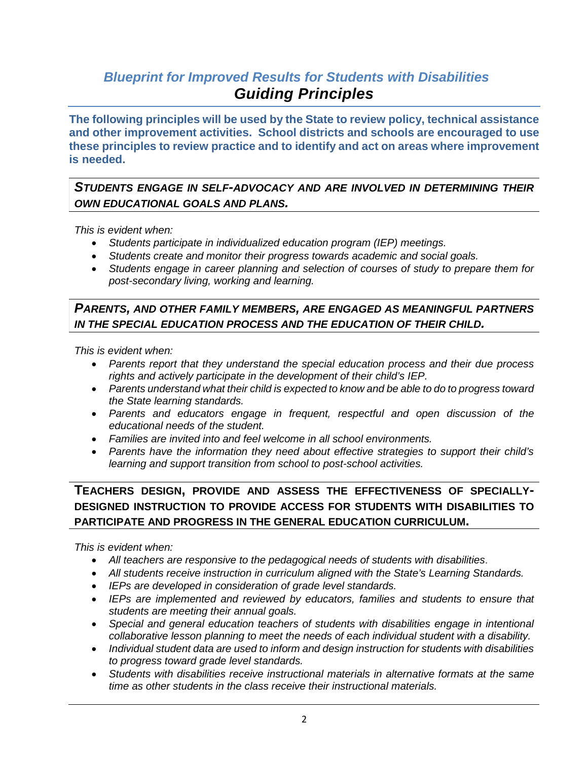## *Blueprint for Improved Results for Students with Disabilities*
# *Guiding Principles*

**The following principles will be used by the State to review policy, technical assistance and other improvement activities. School districts and schools are encouraged to use these principles to review practice and to identify and act on areas where improvement is needed.**

### ***STUDENTS ENGAGE IN SELF-ADVOCACY AND ARE INVOLVED IN DETERMINING THEIR OWN EDUCATIONAL GOALS AND PLANS.***

*This is evident when:*

- *Students participate in individualized education program (IEP) meetings.*
- *Students create and monitor their progress towards academic and social goals.*
- *Students engage in career planning and selection of courses of study to prepare them for post-secondary living, working and learning.*

### ***PARENTS, AND OTHER FAMILY MEMBERS, ARE ENGAGED AS MEANINGFUL PARTNERS IN THE SPECIAL EDUCATION PROCESS AND THE EDUCATION OF THEIR CHILD.***

*This is evident when:*

- *Parents report that they understand the special education process and their due process rights and actively participate in the development of their child's IEP.*
- *Parents understand what their child is expected to know and be able to do to progress toward the State learning standards.*
- *Parents and educators engage in frequent, respectful and open discussion of the educational needs of the student.*
- *Families are invited into and feel welcome in all school environments.*
- *Parents have the information they need about effective strategies to support their child's learning and support transition from school to post-school activities.*

### **TEACHERS DESIGN, PROVIDE AND ASSESS THE EFFECTIVENESS OF SPECIALLY-DESIGNED INSTRUCTION TO PROVIDE ACCESS FOR STUDENTS WITH DISABILITIES TO PARTICIPATE AND PROGRESS IN THE GENERAL EDUCATION CURRICULUM.**

*This is evident when:*

- *All teachers are responsive to the pedagogical needs of students with disabilities*.
- *All students receive instruction in curriculum aligned with the State's Learning Standards.*
- *IEPs are developed in consideration of grade level standards.*
- *IEPs are implemented and reviewed by educators, families and students to ensure that students are meeting their annual goals.*
- *Special and general education teachers of students with disabilities engage in intentional collaborative lesson planning to meet the needs of each individual student with a disability.*
- *Individual student data are used to inform and design instruction for students with disabilities to progress toward grade level standards.*
- *Students with disabilities receive instructional materials in alternative formats at the same time as other students in the class receive their instructional materials.*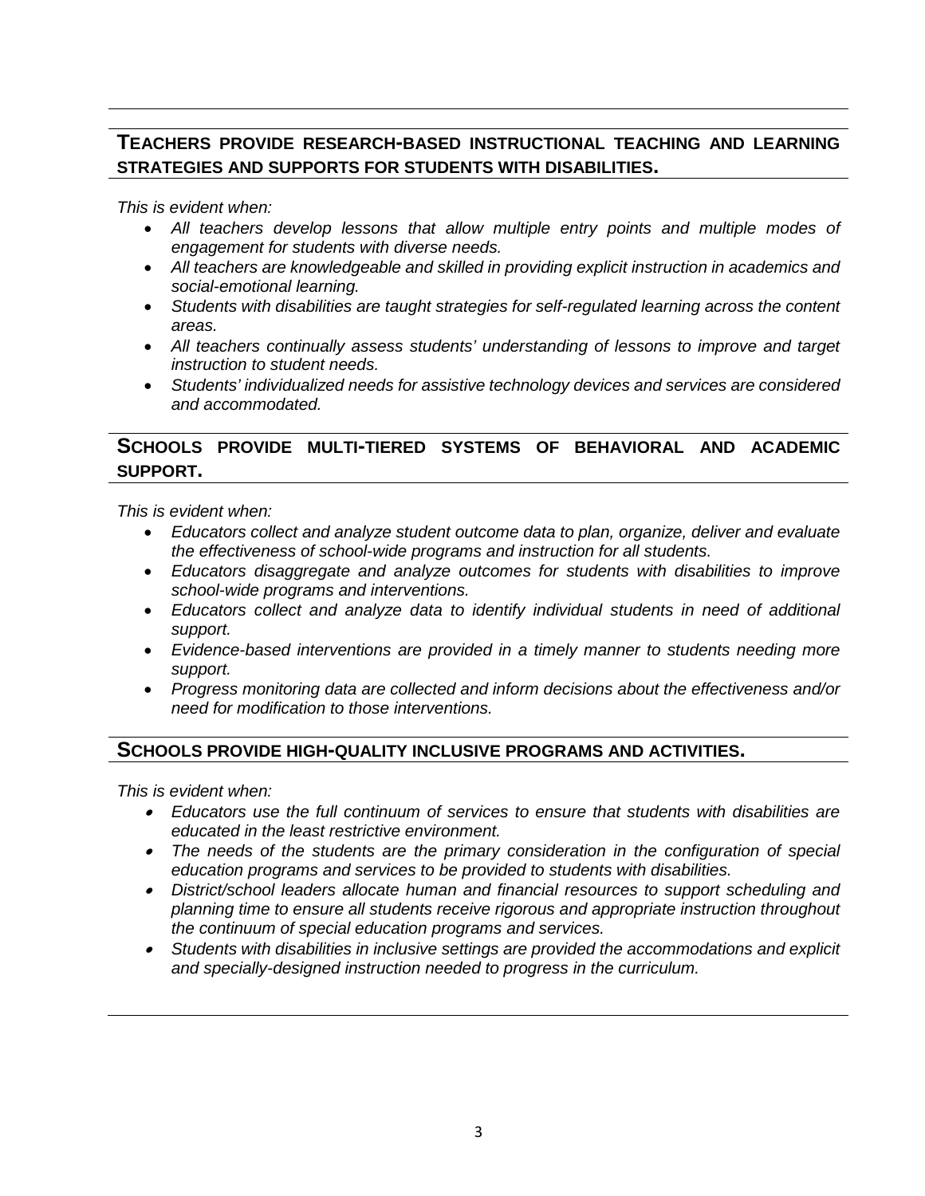## Teachers provide research-based instructional teaching and learning strategies and supports for students with disabilities.

*This is evident when:*

- *All teachers develop lessons that allow multiple entry points and multiple modes of engagement for students with diverse needs.*
- *All teachers are knowledgeable and skilled in providing explicit instruction in academics and social-emotional learning.*
- *Students with disabilities are taught strategies for self-regulated learning across the content areas.*
- *All teachers continually assess students' understanding of lessons to improve and target instruction to student needs.*
- *Students' individualized needs for assistive technology devices and services are considered and accommodated.*

## Schools provide multi-tiered systems of behavioral and academic support.

*This is evident when:*

- *Educators collect and analyze student outcome data to plan, organize, deliver and evaluate the effectiveness of school-wide programs and instruction for all students.*
- *Educators disaggregate and analyze outcomes for students with disabilities to improve school-wide programs and interventions.*
- *Educators collect and analyze data to identify individual students in need of additional support.*
- *Evidence-based interventions are provided in a timely manner to students needing more support.*
- *Progress monitoring data are collected and inform decisions about the effectiveness and/or need for modification to those interventions.*

## Schools provide high-quality inclusive programs and activities.

*This is evident when:*

- *Educators use the full continuum of services to ensure that students with disabilities are educated in the least restrictive environment.*
- *The needs of the students are the primary consideration in the configuration of special education programs and services to be provided to students with disabilities.*
- *District/school leaders allocate human and financial resources to support scheduling and planning time to ensure all students receive rigorous and appropriate instruction throughout the continuum of special education programs and services.*
- *Students with disabilities in inclusive settings are provided the accommodations and explicit and specially-designed instruction needed to progress in the curriculum.*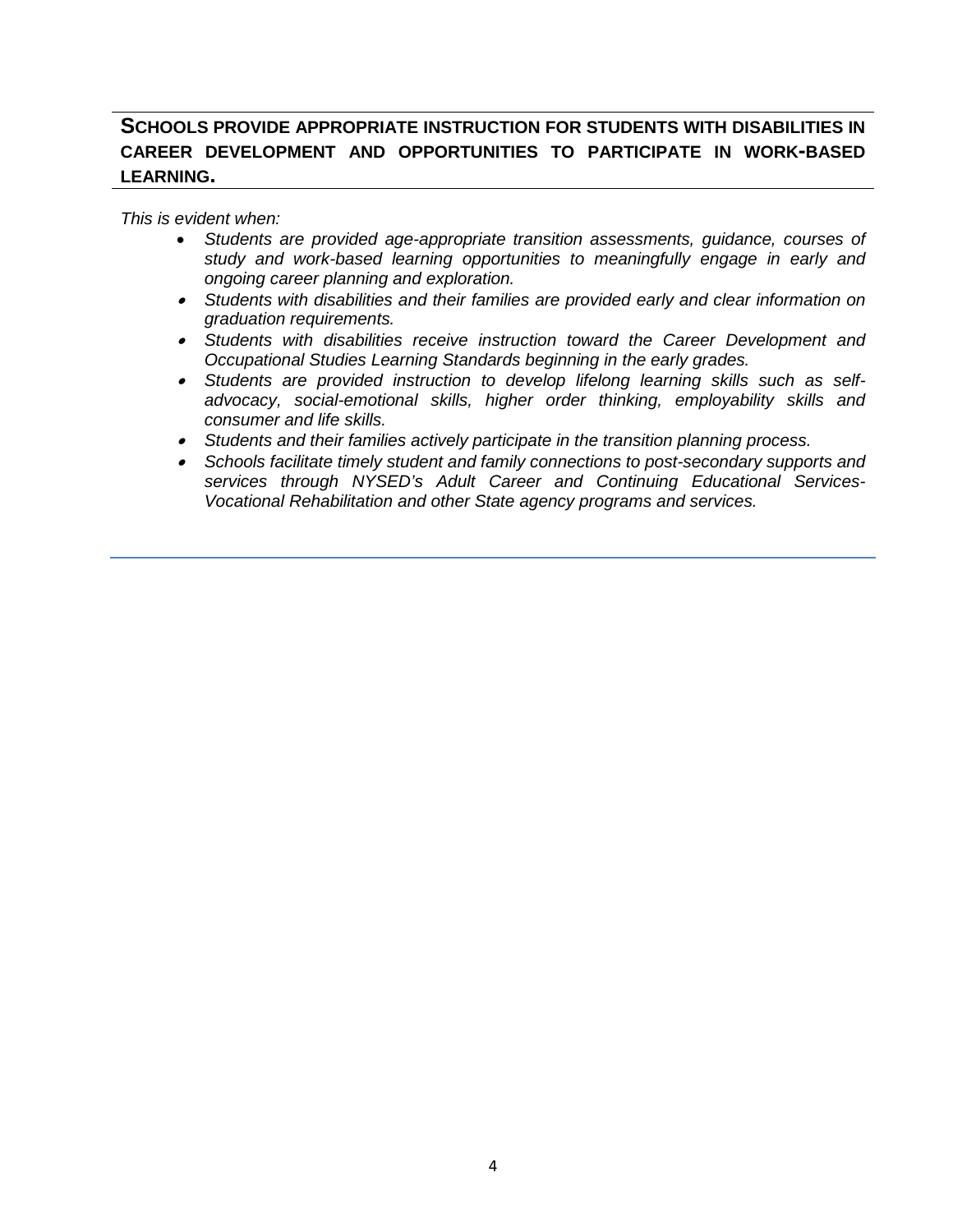## SCHOOLS PROVIDE APPROPRIATE INSTRUCTION FOR STUDENTS WITH DISABILITIES IN CAREER DEVELOPMENT AND OPPORTUNITIES TO PARTICIPATE IN WORK-BASED LEARNING.

*This is evident when:*

- *Students are provided age-appropriate transition assessments, guidance, courses of study and work-based learning opportunities to meaningfully engage in early and ongoing career planning and exploration.*
- *Students with disabilities and their families are provided early and clear information on graduation requirements.*
- *Students with disabilities receive instruction toward the Career Development and Occupational Studies Learning Standards beginning in the early grades.*
- *Students are provided instruction to develop lifelong learning skills such as self-advocacy, social-emotional skills, higher order thinking, employability skills and consumer and life skills.*
- *Students and their families actively participate in the transition planning process.*
- *Schools facilitate timely student and family connections to post-secondary supports and services through NYSED's Adult Career and Continuing Educational Services-Vocational Rehabilitation and other State agency programs and services.*